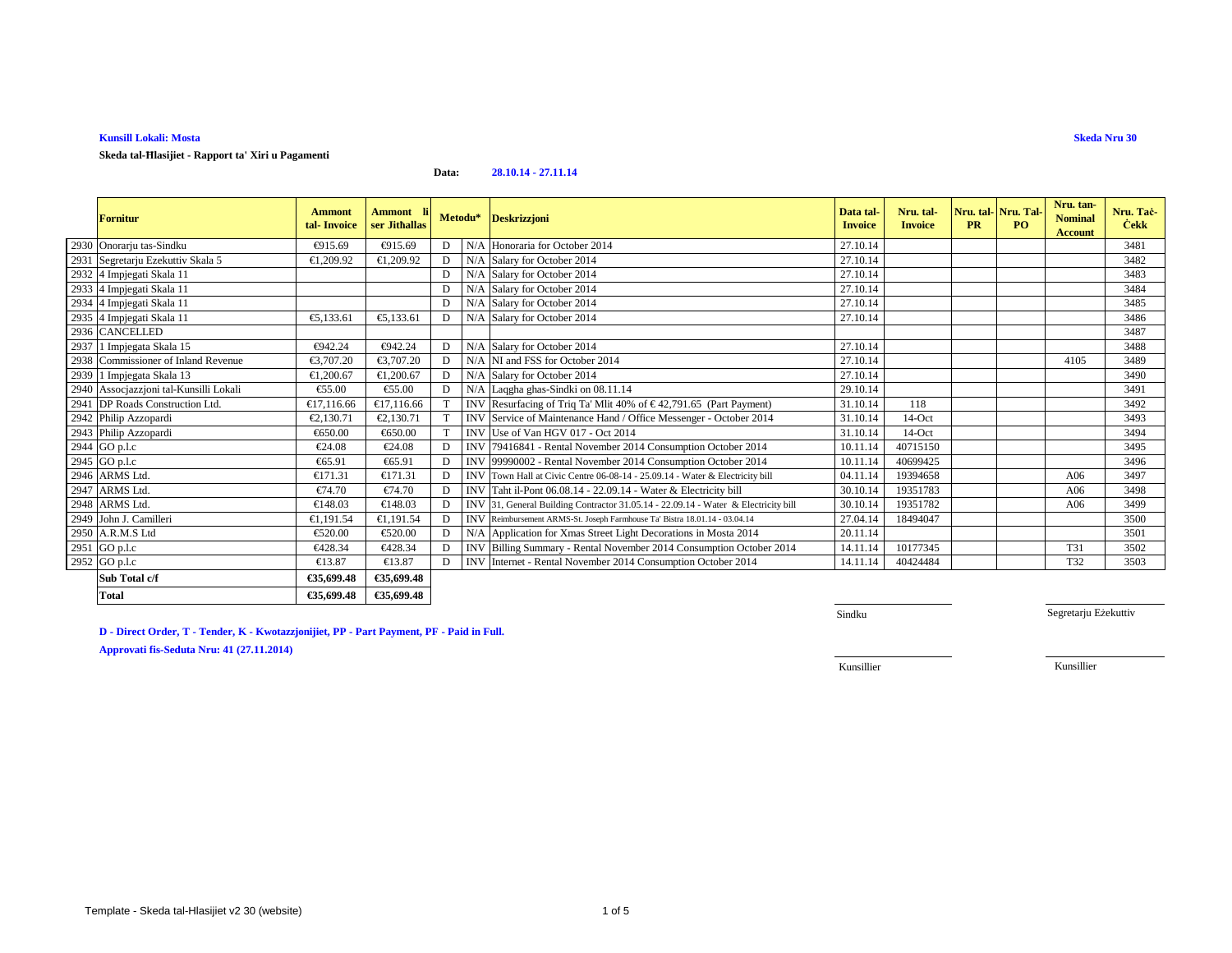**Kunsill Lokali: Mosta**

**Skeda Nru 30**

**Skeda tal-Ħlasijiet - Rapport ta' Xiri u Pagamenti**

**Data:** **28.10.14 - 27.11.14**

| | Fornitur | Ammont tal- Invoice | Ammont li ser Jithallas | Metodu* | | Deskrizzjoni | Data tal-Invoice | Nru. tal-Invoice | Nru. tal-PR | Nru. Tal-PO | Nru. tan-Nominal Account | Nru. Taċ-Ċekk |
|---|---|---|---|---|---|---|---|---|---|---|---|---|
| 2930 | Onorarju tas-Sindku | €915.69 | €915.69 | D | N/A | Honoraria for October 2014 | 27.10.14 | | | | | 3481 |
| 2931 | Segretarju Ezekuttiv Skala 5 | €1,209.92 | €1,209.92 | D | N/A | Salary for October 2014 | 27.10.14 | | | | | 3482 |
| 2932 | 4 Impjegati Skala 11 | | | D | N/A | Salary for October 2014 | 27.10.14 | | | | | 3483 |
| 2933 | 4 Impjegati Skala 11 | | | D | N/A | Salary for October 2014 | 27.10.14 | | | | | 3484 |
| 2934 | 4 Impjegati Skala 11 | | | D | N/A | Salary for October 2014 | 27.10.14 | | | | | 3485 |
| 2935 | 4 Impjegati Skala 11 | €5,133.61 | €5,133.61 | D | N/A | Salary for October 2014 | 27.10.14 | | | | | 3486 |
| 2936 | CANCELLED | | | | | | | | | | | 3487 |
| 2937 | 1 Impjegata Skala 15 | €942.24 | €942.24 | D | N/A | Salary for October 2014 | 27.10.14 | | | | | 3488 |
| 2938 | Commissioner of Inland Revenue | €3,707.20 | €3,707.20 | D | N/A | NI and FSS for October 2014 | 27.10.14 | | | | 4105 | 3489 |
| 2939 | 1 Impjegata Skala 13 | €1,200.67 | €1,200.67 | D | N/A | Salary for October 2014 | 27.10.14 | | | | | 3490 |
| 2940 | Assocjazzjoni tal-Kunsilli Lokali | €55.00 | €55.00 | D | N/A | Laqgha ghas-Sindki on 08.11.14 | 29.10.14 | | | | | 3491 |
| 2941 | DP Roads Construction Ltd. | €17,116.66 | €17,116.66 | T | INV | Resurfacing of Triq Ta' Mlit 40% of € 42,791.65 (Part Payment) | 31.10.14 | 118 | | | | 3492 |
| 2942 | Philip Azzopardi | €2,130.71 | €2,130.71 | T | INV | Service of Maintenance Hand / Office Messenger - October 2014 | 31.10.14 | 14-Oct | | | | 3493 |
| 2943 | Philip Azzopardi | €650.00 | €650.00 | T | INV | Use of Van HGV 017 - Oct 2014 | 31.10.14 | 14-Oct | | | | 3494 |
| 2944 | GO p.l.c | €24.08 | €24.08 | D | INV | 79416841 - Rental November 2014 Consumption October 2014 | 10.11.14 | 40715150 | | | | 3495 |
| 2945 | GO p.l.c | €65.91 | €65.91 | D | INV | 99990002 - Rental November 2014 Consumption October 2014 | 10.11.14 | 40699425 | | | | 3496 |
| 2946 | ARMS Ltd. | €171.31 | €171.31 | D | INV | Town Hall at Civic Centre 06-08-14 - 25.09.14 - Water & Electricity bill | 04.11.14 | 19394658 | | | A06 | 3497 |
| 2947 | ARMS Ltd. | €74.70 | €74.70 | D | INV | Taht il-Pont 06.08.14 - 22.09.14 - Water & Electricity bill | 30.10.14 | 19351783 | | | A06 | 3498 |
| 2948 | ARMS Ltd. | €148.03 | €148.03 | D | INV | 31, General Building Contractor 31.05.14 - 22.09.14 - Water & Electricity bill | 30.10.14 | 19351782 | | | A06 | 3499 |
| 2949 | John J. Camilleri | €1,191.54 | €1,191.54 | D | INV | Reimbursement ARMS-St. Joseph Farmhouse Ta' Bistra 18.01.14 - 03.04.14 | 27.04.14 | 18494047 | | | | 3500 |
| 2950 | A.R.M.S Ltd | €520.00 | €520.00 | D | N/A | Application for Xmas Street Light Decorations in Mosta 2014 | 20.11.14 | | | | | 3501 |
| 2951 | GO p.l.c | €428.34 | €428.34 | D | INV | Billing Summary - Rental November 2014 Consumption October 2014 | 14.11.14 | 10177345 | | | T31 | 3502 |
| 2952 | GO p.l.c | €13.87 | €13.87 | D | INV | Internet - Rental November 2014 Consumption October 2014 | 14.11.14 | 40424484 | | | T32 | 3503 |
| | **Sub Total c/f** | **€35,699.48** | **€35,699.48** | | | | | | | | | |
| | **Total** | **€35,699.48** | **€35,699.48** | | | | | | | | | |

Sindku | Segretarju Eżekuttiv

**D - Direct Order, T - Tender, K - Kwotazzjonijiet, PP - Part Payment, PF - Paid in Full.**

**Approvati fis-Seduta Nru: 41 (27.11.2014)**

Kunsillier | Kunsillier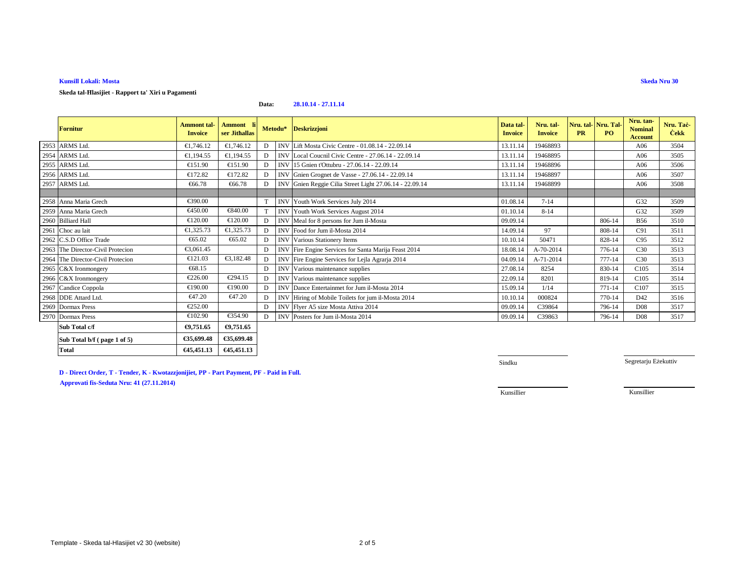**Kunsill Lokali: Mosta**

**Skeda Nru 30**

**Skeda tal-Ħlasijiet - Rapport ta' Xiri u Pagamenti**

**Data:** **28.10.14 - 27.11.14**

| | Fornitur | Ammont tal-Invoice | Ammont li ser Jithallas | Metodu* | | Deskrizzjoni | Data tal-Invoice | Nru. tal-Invoice | Nru. tal-PR | Nru. Tal-PO | Nru. tan-Nominal Account | Nru. Taċ-Ċekk |
|---|---|---|---|---|---|---|---|---|---|---|---|---|
| 2953 | ARMS Ltd. | €1,746.12 | €1,746.12 | D | INV | Lift Mosta Civic Centre - 01.08.14 - 22.09.14 | 13.11.14 | 19468893 | | | A06 | 3504 |
| 2954 | ARMS Ltd. | €1,194.55 | €1,194.55 | D | INV | Local Coucnil Civic Centre - 27.06.14 - 22.09.14 | 13.11.14 | 19468895 | | | A06 | 3505 |
| 2955 | ARMS Ltd. | €151.90 | €151.90 | D | INV | 15 Gnien t'Ottubru - 27.06.14 - 22.09.14 | 13.11.14 | 19468896 | | | A06 | 3506 |
| 2956 | ARMS Ltd. | €172.82 | €172.82 | D | INV | Gnien Grognet de Vasse - 27.06.14 - 22.09.14 | 13.11.14 | 19468897 | | | A06 | 3507 |
| 2957 | ARMS Ltd. | €66.78 | €66.78 | D | INV | Gnien Reggie Cilia Street Light 27.06.14 - 22.09.14 | 13.11.14 | 19468899 | | | A06 | 3508 |
| | | | | | | | | | | | | |
| 2958 | Anna Maria Grech | €390.00 | | T | INV | Youth Work Services July 2014 | 01.08.14 | 7-14 | | | G32 | 3509 |
| 2959 | Anna Maria Grech | €450.00 | €840.00 | T | INV | Youth Work Services August 2014 | 01.10.14 | 8-14 | | | G32 | 3509 |
| 2960 | Billiard Hall | €120.00 | €120.00 | D | INV | Meal for 8 persons for Jum il-Mosta | 09.09.14 | | | 806-14 | B56 | 3510 |
| 2961 | Choc au lait | €1,325.73 | €1,325.73 | D | INV | Food for Jum il-Mosta 2014 | 14.09.14 | 97 | | 808-14 | C91 | 3511 |
| 2962 | C.S.D Office Trade | €65.02 | €65.02 | D | INV | Various Stationery Items | 10.10.14 | 50471 | | 828-14 | C95 | 3512 |
| 2963 | The Director-Civil Protecion | €3,061.45 | | D | INV | Fire Engine Services for Santa Marija Feast 2014 | 18.08.14 | A-70-2014 | | 776-14 | C30 | 3513 |
| 2964 | The Director-Civil Protecion | €121.03 | €3,182.48 | D | INV | Fire Engine Services for Lejla Agrarja 2014 | 04.09.14 | A-71-2014 | | 777-14 | C30 | 3513 |
| 2965 | C&X Ironmongery | €68.15 | | D | INV | Various maintenance supplies | 27.08.14 | 8254 | | 830-14 | C105 | 3514 |
| 2966 | C&X Ironmongery | €226.00 | €294.15 | D | INV | Various maintenance supplies | 22.09.14 | 8201 | | 819-14 | C105 | 3514 |
| 2967 | Candice Coppola | €190.00 | €190.00 | D | INV | Dance Entertainmet for Jum il-Mosta 2014 | 15.09.14 | 1/14 | | 771-14 | C107 | 3515 |
| 2968 | DDE Attard Ltd. | €47.20 | €47.20 | D | INV | Hiring of Mobile Toilets for jum il-Mosta 2014 | 10.10.14 | 000824 | | 770-14 | D42 | 3516 |
| 2969 | Dormax Press | €252.00 | | D | INV | Flyer A5 size Mosta Attiva 2014 | 09.09.14 | C39864 | | 796-14 | D08 | 3517 |
| 2970 | Dormax Press | €102.90 | €354.90 | D | INV | Posters for Jum il-Mosta 2014 | 09.09.14 | C39863 | | 796-14 | D08 | 3517 |
| | **Sub Total c/f** | **€9,751.65** | **€9,751.65** | | | | | | | | | |
| | **Sub Total b/f ( page 1 of 5)** | **€35,699.48** | **€35,699.48** | | | | | | | | | |
| | **Total** | **€45,451.13** | **€45,451.13** | | | | | | | | | |

Sindku

Segretarju Eżekuttiv

Kunsillier

Kunsillier

**D - Direct Order, T - Tender, K - Kwotazzjonijiet, PP - Part Payment, PF - Paid in Full.**

**Approvati fis-Seduta Nru: 41 (27.11.2014)**

Template - Skeda tal-Hlasijiet v2 30 (website)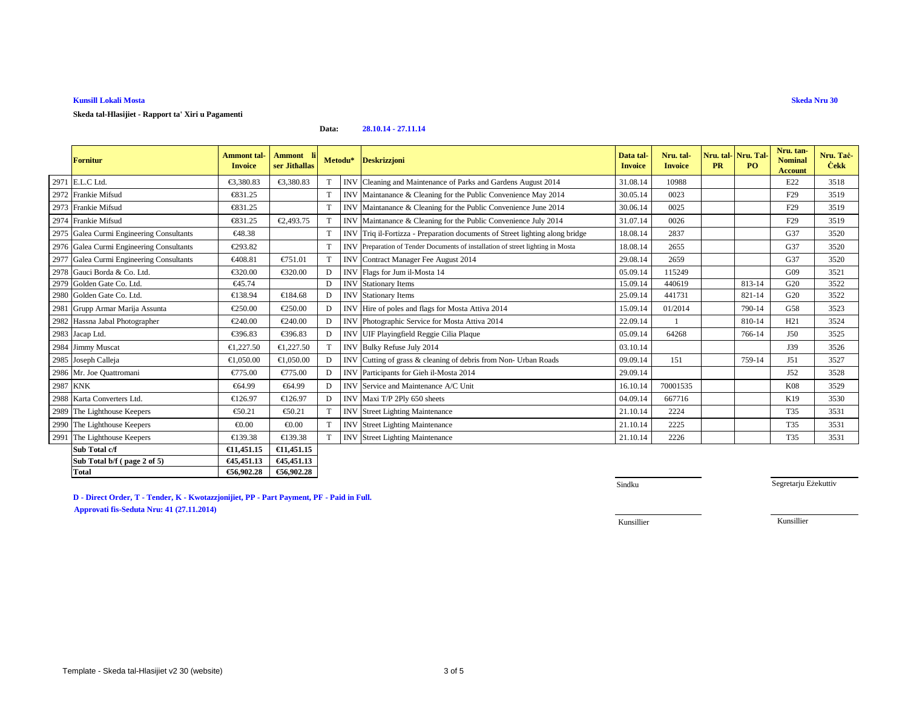**Kunsill Lokali Mosta**

**Skeda Nru 30**

**Skeda tal-Hlasijiet - Rapport ta' Xiri u Pagamenti**

**Data:** **28.10.14 - 27.11.14**

| | Fornitur | Ammont tal-Invoice | Ammont li ser Jithallas | Metodu* | | Deskrizzjoni | Data tal-Invoice | Nru. tal-Invoice | Nru. tal-PR | Nru. Tal-PO | Nru. tan-Nominal Account | Nru. Taċ-Ċekk |
|---|---|---|---|---|---|---|---|---|---|---|---|---|
| 2971 | E.L.C Ltd. | €3,380.83 | €3,380.83 | T | INV | Cleaning and Maintenance of Parks and Gardens August 2014 | 31.08.14 | 10988 | | | E22 | 3518 |
| 2972 | Frankie Mifsud | €831.25 | | T | INV | Maintanance & Cleaning for the Public Convenience May 2014 | 30.05.14 | 0023 | | | F29 | 3519 |
| 2973 | Frankie Mifsud | €831.25 | | T | INV | Maintanance & Cleaning for the Public Convenience June 2014 | 30.06.14 | 0025 | | | F29 | 3519 |
| 2974 | Frankie Mifsud | €831.25 | €2,493.75 | T | INV | Maintanance & Cleaning for the Public Convenience July 2014 | 31.07.14 | 0026 | | | F29 | 3519 |
| 2975 | Galea Curmi Engineering Consultants | €48.38 | | T | INV | Triq il-Fortizza - Preparation documents of Street lighting along bridge | 18.08.14 | 2837 | | | G37 | 3520 |
| 2976 | Galea Curmi Engineering Consultants | €293.82 | | T | INV | Preparation of Tender Documents of installation of street lighting in Mosta | 18.08.14 | 2655 | | | G37 | 3520 |
| 2977 | Galea Curmi Engineering Consultants | €408.81 | €751.01 | T | INV | Contract Manager Fee August 2014 | 29.08.14 | 2659 | | | G37 | 3520 |
| 2978 | Gauci Borda & Co. Ltd. | €320.00 | €320.00 | D | INV | Flags for Jum il-Mosta 14 | 05.09.14 | 115249 | | | G09 | 3521 |
| 2979 | Golden Gate Co. Ltd. | €45.74 | | D | INV | Stationary Items | 15.09.14 | 440619 | | 813-14 | G20 | 3522 |
| 2980 | Golden Gate Co. Ltd. | €138.94 | €184.68 | D | INV | Stationary Items | 25.09.14 | 441731 | | 821-14 | G20 | 3522 |
| 2981 | Grupp Armar Marija Assunta | €250.00 | €250.00 | D | INV | Hire of poles and flags for Mosta Attiva 2014 | 15.09.14 | 01/2014 | | 790-14 | G58 | 3523 |
| 2982 | Hassna Jabal Photographer | €240.00 | €240.00 | D | INV | Photographic Service for Mosta Attiva 2014 | 22.09.14 | 1 | | 810-14 | H21 | 3524 |
| 2983 | Jacap Ltd. | €396.83 | €396.83 | D | INV | UIF Playingfield Reggie Cilia Plaque | 05.09.14 | 64268 | | 766-14 | J50 | 3525 |
| 2984 | Jimmy Muscat | €1,227.50 | €1,227.50 | T | INV | Bulky Refuse July 2014 | 03.10.14 | | | | J39 | 3526 |
| 2985 | Joseph Calleja | €1,050.00 | €1,050.00 | D | INV | Cutting of grass & cleaning of debris from Non- Urban Roads | 09.09.14 | 151 | | 759-14 | J51 | 3527 |
| 2986 | Mr. Joe Quattromani | €775.00 | €775.00 | D | INV | Participants for Gieh il-Mosta 2014 | 29.09.14 | | | | J52 | 3528 |
| 2987 | KNK | €64.99 | €64.99 | D | INV | Service and Maintenance A/C Unit | 16.10.14 | 70001535 | | | K08 | 3529 |
| 2988 | Karta Converters Ltd. | €126.97 | €126.97 | D | INV | Maxi T/P 2Ply 650 sheets | 04.09.14 | 667716 | | | K19 | 3530 |
| 2989 | The Lighthouse Keepers | €50.21 | €50.21 | T | INV | Street Lighting Maintenance | 21.10.14 | 2224 | | | T35 | 3531 |
| 2990 | The Lighthouse Keepers | €0.00 | €0.00 | T | INV | Street Lighting Maintenance | 21.10.14 | 2225 | | | T35 | 3531 |
| 2991 | The Lighthouse Keepers | €139.38 | €139.38 | T | INV | Street Lighting Maintenance | 21.10.14 | 2226 | | | T35 | 3531 |
| | **Sub Total c/f** | **€11,451.15** | **€11,451.15** | | | | | | | | | |
| | **Sub Total b/f ( page 2 of 5)** | **€45,451.13** | **€45,451.13** | | | | | | | | | |
| | **Total** | **€56,902.28** | **€56,902.28** | | | | | | | | | |

**D - Direct Order, T - Tender, K - Kwotazzjonijiet, PP - Part Payment, PF - Paid in Full.**

**Approvati fis-Seduta Nru: 41 (27.11.2014)**

Sindku

Segretarju Eżekuttiv

Kunsillier

Kunsillier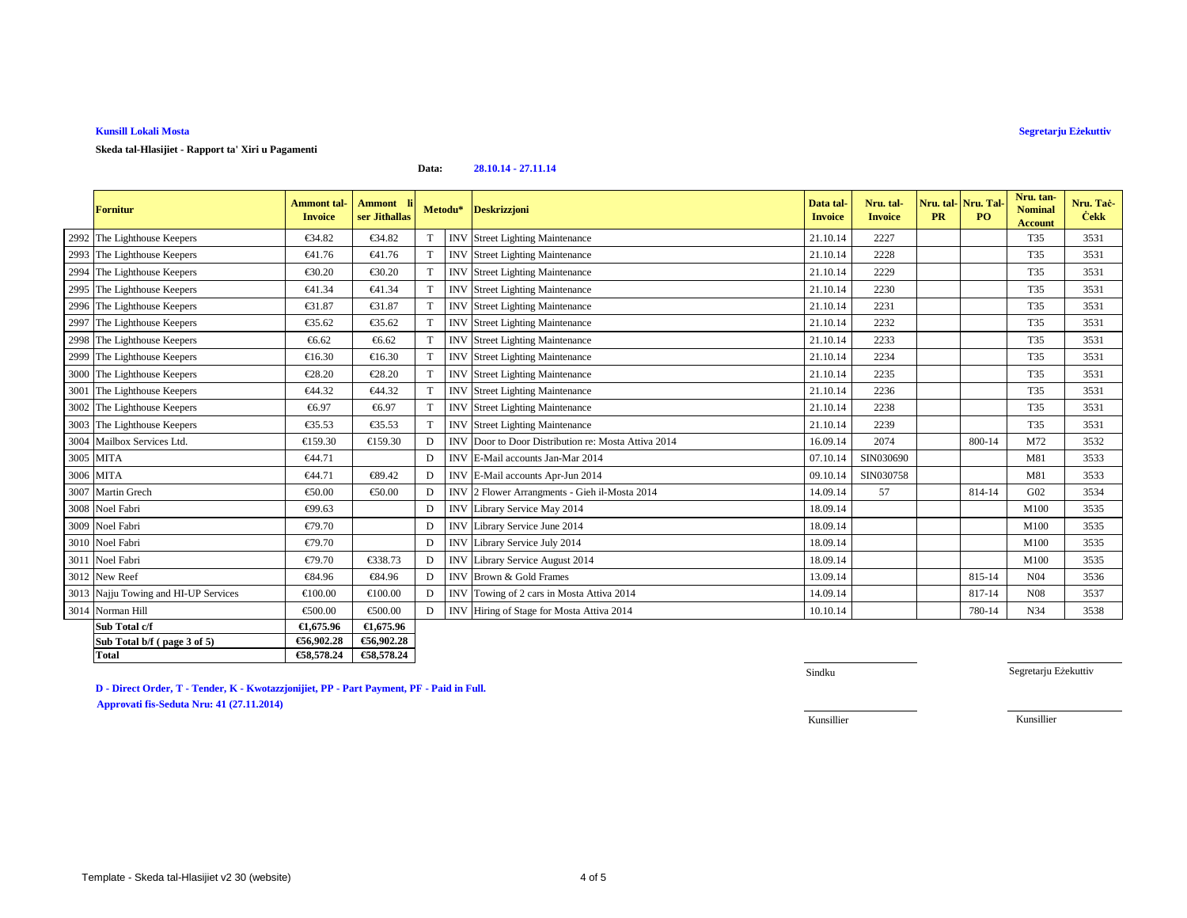**Kunsill Lokali Mosta**

**Segretarju Eżekuttiv**

**Skeda tal-Hlasijiet - Rapport ta' Xiri u Pagamenti**

**Data:** **28.10.14 - 27.11.14**

| | Fornitur | Ammont tal-Invoice | Ammont li ser Jithallas | Metodu* | | Deskrizzjoni | Data tal-Invoice | Nru. tal-Invoice | Nru. tal-PR | Nru. Tal-PO | Nru. tan-Nominal Account | Nru. Taċ-Ċekk |
|---|---|---|---|---|---|---|---|---|---|---|---|---|
| 2992 | The Lighthouse Keepers | €34.82 | €34.82 | T | INV | Street Lighting Maintenance | 21.10.14 | 2227 | | | T35 | 3531 |
| 2993 | The Lighthouse Keepers | €41.76 | €41.76 | T | INV | Street Lighting Maintenance | 21.10.14 | 2228 | | | T35 | 3531 |
| 2994 | The Lighthouse Keepers | €30.20 | €30.20 | T | INV | Street Lighting Maintenance | 21.10.14 | 2229 | | | T35 | 3531 |
| 2995 | The Lighthouse Keepers | €41.34 | €41.34 | T | INV | Street Lighting Maintenance | 21.10.14 | 2230 | | | T35 | 3531 |
| 2996 | The Lighthouse Keepers | €31.87 | €31.87 | T | INV | Street Lighting Maintenance | 21.10.14 | 2231 | | | T35 | 3531 |
| 2997 | The Lighthouse Keepers | €35.62 | €35.62 | T | INV | Street Lighting Maintenance | 21.10.14 | 2232 | | | T35 | 3531 |
| 2998 | The Lighthouse Keepers | €6.62 | €6.62 | T | INV | Street Lighting Maintenance | 21.10.14 | 2233 | | | T35 | 3531 |
| 2999 | The Lighthouse Keepers | €16.30 | €16.30 | T | INV | Street Lighting Maintenance | 21.10.14 | 2234 | | | T35 | 3531 |
| 3000 | The Lighthouse Keepers | €28.20 | €28.20 | T | INV | Street Lighting Maintenance | 21.10.14 | 2235 | | | T35 | 3531 |
| 3001 | The Lighthouse Keepers | €44.32 | €44.32 | T | INV | Street Lighting Maintenance | 21.10.14 | 2236 | | | T35 | 3531 |
| 3002 | The Lighthouse Keepers | €6.97 | €6.97 | T | INV | Street Lighting Maintenance | 21.10.14 | 2238 | | | T35 | 3531 |
| 3003 | The Lighthouse Keepers | €35.53 | €35.53 | T | INV | Street Lighting Maintenance | 21.10.14 | 2239 | | | T35 | 3531 |
| 3004 | Mailbox Services Ltd. | €159.30 | €159.30 | D | INV | Door to Door Distribution re: Mosta Attiva 2014 | 16.09.14 | 2074 | | 800-14 | M72 | 3532 |
| 3005 | MITA | €44.71 | | D | INV | E-Mail accounts Jan-Mar 2014 | 07.10.14 | SIN030690 | | | M81 | 3533 |
| 3006 | MITA | €44.71 | €89.42 | D | INV | E-Mail accounts Apr-Jun 2014 | 09.10.14 | SIN030758 | | | M81 | 3533 |
| 3007 | Martin Grech | €50.00 | €50.00 | D | INV | 2 Flower Arrangments - Gieh il-Mosta 2014 | 14.09.14 | 57 | | 814-14 | G02 | 3534 |
| 3008 | Noel Fabri | €99.63 | | D | INV | Library Service May 2014 | 18.09.14 | | | | M100 | 3535 |
| 3009 | Noel Fabri | €79.70 | | D | INV | Library Service June 2014 | 18.09.14 | | | | M100 | 3535 |
| 3010 | Noel Fabri | €79.70 | | D | INV | Library Service July 2014 | 18.09.14 | | | | M100 | 3535 |
| 3011 | Noel Fabri | €79.70 | €338.73 | D | INV | Library Service August 2014 | 18.09.14 | | | | M100 | 3535 |
| 3012 | New Reef | €84.96 | €84.96 | D | INV | Brown & Gold Frames | 13.09.14 | | | 815-14 | N04 | 3536 |
| 3013 | Najju Towing and HI-UP Services | €100.00 | €100.00 | D | INV | Towing of 2 cars in Mosta Attiva 2014 | 14.09.14 | | | 817-14 | N08 | 3537 |
| 3014 | Norman Hill | €500.00 | €500.00 | D | INV | Hiring of Stage for Mosta Attiva 2014 | 10.10.14 | | | 780-14 | N34 | 3538 |
| | **Sub Total c/f** | **€1,675.96** | **€1,675.96** | | | | | | | | | |
| | **Sub Total b/f ( page 3 of 5)** | **€56,902.28** | **€56,902.28** | | | | | | | | | |
| | **Total** | **€58,578.24** | **€58,578.24** | | | | | | | | | |

**D - Direct Order, T - Tender, K - Kwotazzjonijiet, PP - Part Payment, PF - Paid in Full.**

**Approvati fis-Seduta Nru: 41 (27.11.2014)**

Sindku

Segretarju Eżekuttiv

Kunsillier

Kunsillier

Template - Skeda tal-Hlasijiet v2 30 (website)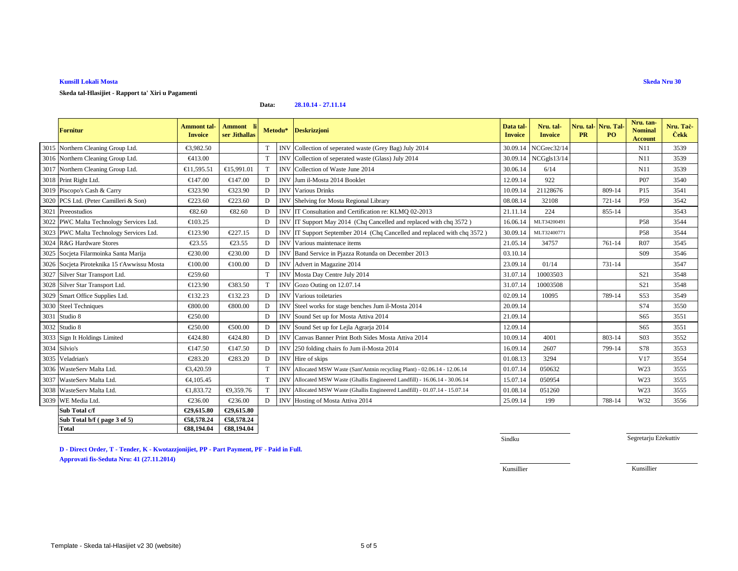**Kunsill Lokali Mosta**

**Skeda Nru 30**

**Skeda tal-Hlasijiet - Rapport ta' Xiri u Pagamenti**

**Data:** **28.10.14 - 27.11.14**

| | Fornitur | Ammont tal-Invoice | Ammont li ser Jithallas | Metodu* | | Deskrizzjoni | Data tal-Invoice | Nru. tal-Invoice | Nru. tal-PR | Nru. Tal-PO | Nru. tan-Nominal Account | Nru. Taċ-Ċekk |
|---|---|---|---|---|---|---|---|---|---|---|---|---|
| 3015 | Northern Cleaning Group Ltd. | €3,982.50 | | T | INV | Collection of seperated waste (Grey Bag) July 2014 | 30.09.14 | NCGrec32/14 | | | N11 | 3539 |
| 3016 | Northern Cleaning Group Ltd. | €413.00 | | T | INV | Collection of seperated waste (Glass) July 2014 | 30.09.14 | NCGgls13/14 | | | N11 | 3539 |
| 3017 | Northern Cleaning Group Ltd. | €11,595.51 | €15,991.01 | T | INV | Collection of Waste June 2014 | 30.06.14 | 6/14 | | | N11 | 3539 |
| 3018 | Print Right Ltd. | €147.00 | €147.00 | D | INV | Jum il-Mosta 2014 Booklet | 12.09.14 | 922 | | | P07 | 3540 |
| 3019 | Piscopo's Cash & Carry | €323.90 | €323.90 | D | INV | Various Drinks | 10.09.14 | 21128676 | | 809-14 | P15 | 3541 |
| 3020 | PCS Ltd. (Peter Camilleri & Son) | €223.60 | €223.60 | D | INV | Shelving for Mosta Regional Library | 08.08.14 | 32108 | | 721-14 | P59 | 3542 |
| 3021 | Preeostudios | €82.60 | €82.60 | D | INV | IT Consultation and Certification re: KLMQ 02-2013 | 21.11.14 | 224 | | 855-14 | | 3543 |
| 3022 | PWC Malta Technology Services Ltd. | €103.25 | | D | INV | IT Support May 2014 (Chq Cancelled and replaced with chq 3572 ) | 16.06.14 | MLT34200491 | | | P58 | 3544 |
| 3023 | PWC Malta Technology Services Ltd. | €123.90 | €227.15 | D | INV | IT Support September 2014 (Chq Cancelled and replaced with chq 3572 ) | 30.09.14 | MLT32400771 | | | P58 | 3544 |
| 3024 | R&G Hardware Stores | €23.55 | €23.55 | D | INV | Various maintenace items | 21.05.14 | 34757 | | 761-14 | R07 | 3545 |
| 3025 | Socjeta Filarmoinka Santa Marija | €230.00 | €230.00 | D | INV | Band Service in Pjazza Rotunda on December 2013 | 03.10.14 | | | | S09 | 3546 |
| 3026 | Socjeta Piroteknika 15 t'Awwissu Mosta | €100.00 | €100.00 | D | INV | Advert in Magazine 2014 | 23.09.14 | 01/14 | | 731-14 | | 3547 |
| 3027 | Silver Star Transport Ltd. | €259.60 | | T | INV | Mosta Day Centre July 2014 | 31.07.14 | 10003503 | | | S21 | 3548 |
| 3028 | Silver Star Transport Ltd. | €123.90 | €383.50 | T | INV | Gozo Outing on 12.07.14 | 31.07.14 | 10003508 | | | S21 | 3548 |
| 3029 | Smart Office Supplies Ltd. | €132.23 | €132.23 | D | INV | Various toiletaries | 02.09.14 | 10095 | | 789-14 | S53 | 3549 |
| 3030 | Steel Techniques | €800.00 | €800.00 | D | INV | Steel works for stage benches Jum il-Mosta 2014 | 20.09.14 | | | | S74 | 3550 |
| 3031 | Studio 8 | €250.00 | | D | INV | Sound Set up for Mosta Attiva 2014 | 21.09.14 | | | | S65 | 3551 |
| 3032 | Studio 8 | €250.00 | €500.00 | D | INV | Sound Set up for Lejla Agrarja 2014 | 12.09.14 | | | | S65 | 3551 |
| 3033 | Sign It Holdings Limited | €424.80 | €424.80 | D | INV | Canvas Banner Print Both Sides Mosta Attiva 2014 | 10.09.14 | 4001 | | 803-14 | S03 | 3552 |
| 3034 | Silvio's | €147.50 | €147.50 | D | INV | 250 folding chairs fo Jum il-Mosta 2014 | 16.09.14 | 2607 | | 799-14 | S78 | 3553 |
| 3035 | Veladrian's | €283.20 | €283.20 | D | INV | Hire of skips | 01.08.13 | 3294 | | | V17 | 3554 |
| 3036 | WasteServ Malta Ltd. | €3,420.59 | | T | INV | Allocated MSW Waste (Sant'Antnin recycling Plant) - 02.06.14 - 12.06.14 | 01.07.14 | 050632 | | | W23 | 3555 |
| 3037 | WasteServ Malta Ltd. | €4,105.45 | | T | INV | Allocated MSW Waste (Ghallis Engineered Landfill) - 16.06.14 - 30.06.14 | 15.07.14 | 050954 | | | W23 | 3555 |
| 3038 | WasteServ Malta Ltd. | €1,833.72 | €9,359.76 | T | INV | Allocated MSW Waste (Ghallis Engineered Landfill) - 01.07.14 - 15.07.14 | 01.08.14 | 051260 | | | W23 | 3555 |
| 3039 | WE Media Ltd. | €236.00 | €236.00 | D | INV | Hosting of Mosta Attiva 2014 | 25.09.14 | 199 | | 788-14 | W32 | 3556 |
| | **Sub Total c/f** | **€29,615.80** | **€29,615.80** | | | | | | | | | |
| | **Sub Total b/f ( page 3 of 5)** | **€58,578.24** | **€58,578.24** | | | | | | | | | |
| | **Total** | **€88,194.04** | **€88,194.04** | | | | | | | | | |

Sindku

Segretarju Eżekuttiv

**D - Direct Order, T - Tender, K - Kwotazzjonijiet, PP - Part Payment, PF - Paid in Full.**

**Approvati fis-Seduta Nru: 41 (27.11.2014)**

Kunsillier

Kunsillier

Template - Skeda tal-Hlasijiet v2 30 (website)